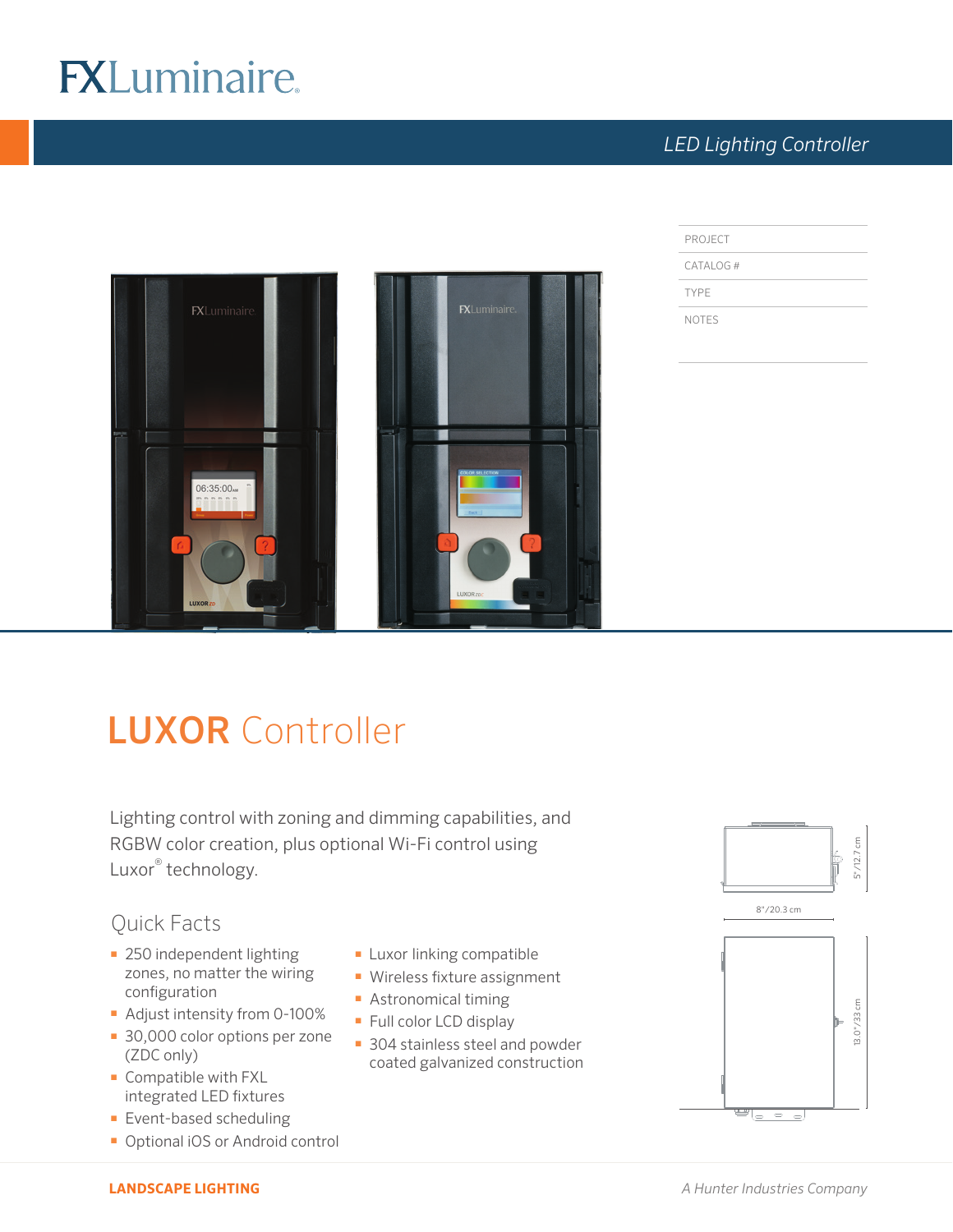# FXLuminaire

*LED Lighting Controller*

| PROJECT | |
|---|---|
| CATALOG # | |
| TYPE | |
| NOTES | |

# LUXOR Controller

Lighting control with zoning and dimming capabilities, and RGBW color creation, plus optional Wi-Fi control using Luxor® technology.

## Quick Facts

- 250 independent lighting zones, no matter the wiring configuration
- Adjust intensity from 0-100%
- 30,000 color options per zone (ZDC only)
- Compatible with FXL integrated LED fixtures
- Event-based scheduling
- Optional iOS or Android control
- Luxor linking compatible
- Wireless fixture assignment
- Astronomical timing
- Full color LCD display
- 304 stainless steel and powder coated galvanized construction

5"/12.7 cm

8"/20.3 cm

13.0"/33 cm

**LANDSCAPE LIGHTING**

*A Hunter Industries Company*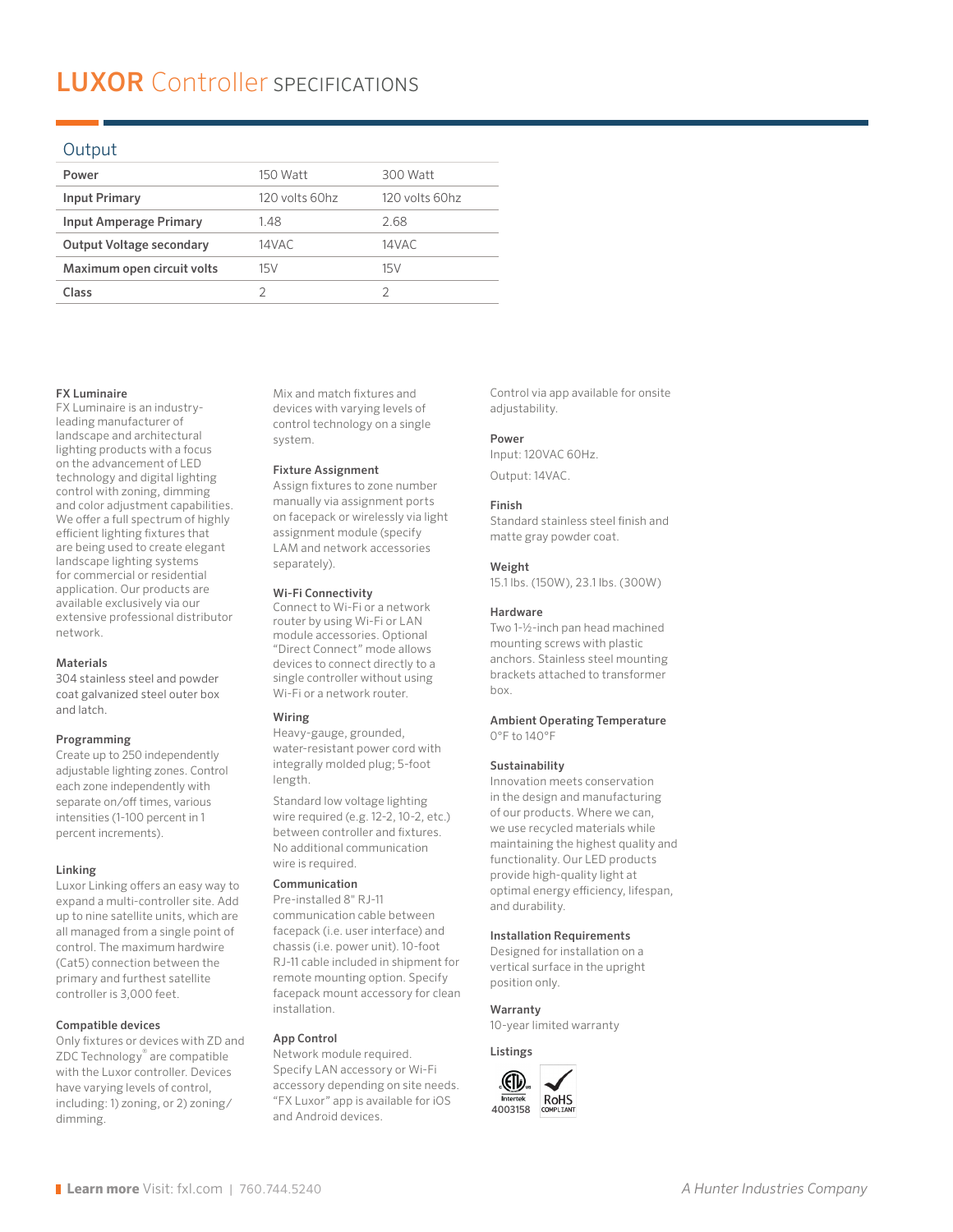# LUXOR Controller SPECIFICATIONS

## Output

| Power | 150 Watt | 300 Watt |
|---|---|---|
| Input Primary | 120 volts 60hz | 120 volts 60hz |
| Input Amperage Primary | 1.48 | 2.68 |
| Output Voltage secondary | 14VAC | 14VAC |
| Maximum open circuit volts | 15V | 15V |
| Class | 2 | 2 |

**FX Luminaire**
FX Luminaire is an industry-leading manufacturer of landscape and architectural lighting products with a focus on the advancement of LED technology and digital lighting control with zoning, dimming and color adjustment capabilities. We offer a full spectrum of highly efficient lighting fixtures that are being used to create elegant landscape lighting systems for commercial or residential application. Our products are available exclusively via our extensive professional distributor network.

**Materials**
304 stainless steel and powder coat galvanized steel outer box and latch.

**Programming**
Create up to 250 independently adjustable lighting zones. Control each zone independently with separate on/off times, various intensities (1-100 percent in 1 percent increments).

**Linking**
Luxor Linking offers an easy way to expand a multi-controller site. Add up to nine satellite units, which are all managed from a single point of control. The maximum hardwire (Cat5) connection between the primary and furthest satellite controller is 3,000 feet.

**Compatible devices**
Only fixtures or devices with ZD and ZDC Technology® are compatible with the Luxor controller. Devices have varying levels of control, including: 1) zoning, or 2) zoning/dimming.

Mix and match fixtures and devices with varying levels of control technology on a single system.

**Fixture Assignment**
Assign fixtures to zone number manually via assignment ports on facepack or wirelessly via light assignment module (specify LAM and network accessories separately).

**Wi-Fi Connectivity**
Connect to Wi-Fi or a network router by using Wi-Fi or LAN module accessories. Optional "Direct Connect" mode allows devices to connect directly to a single controller without using Wi-Fi or a network router.

**Wiring**
Heavy-gauge, grounded, water-resistant power cord with integrally molded plug; 5-foot length.

Standard low voltage lighting wire required (e.g. 12-2, 10-2, etc.) between controller and fixtures. No additional communication wire is required.

**Communication**
Pre-installed 8" RJ-11 communication cable between facepack (i.e. user interface) and chassis (i.e. power unit). 10-foot RJ-11 cable included in shipment for remote mounting option. Specify facepack mount accessory for clean installation.

**App Control**
Network module required. Specify LAN accessory or Wi-Fi accessory depending on site needs. "FX Luxor" app is available for iOS and Android devices.

Control via app available for onsite adjustability.

**Power**
Input: 120VAC 60Hz.

Output: 14VAC.

**Finish**
Standard stainless steel finish and matte gray powder coat.

**Weight**
15.1 lbs. (150W), 23.1 lbs. (300W)

**Hardware**
Two 1-½-inch pan head machined mounting screws with plastic anchors. Stainless steel mounting brackets attached to transformer box.

**Ambient Operating Temperature**
0°F to 140°F

**Sustainability**
Innovation meets conservation in the design and manufacturing of our products. Where we can, we use recycled materials while maintaining the highest quality and functionality. Our LED products provide high-quality light at optimal energy efficiency, lifespan, and durability.

**Installation Requirements**
Designed for installation on a vertical surface in the upright position only.

**Warranty**
10-year limited warranty

**Listings**
Intertek 4003158 | RoHS COMPLIANT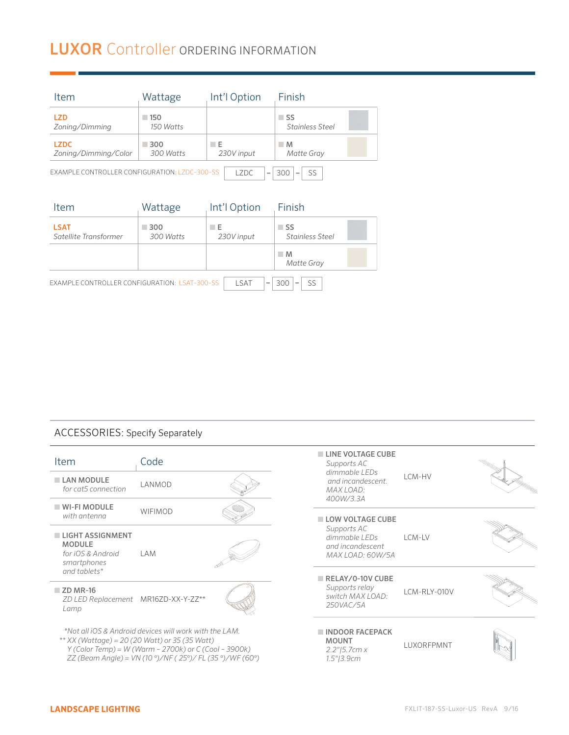# LUXOR Controller ORDERING INFORMATION

| Item | Wattage | Int'l Option | Finish |
|---|---|---|---|
| **LZD** *Zoning/Dimming* | **150** *150 Watts* | | **SS** *Stainless Steel* |
| **LZDC** *Zoning/Dimming/Color* | **300** *300 Watts* | **E** *230V input* | **M** *Matte Gray* |

EXAMPLE CONTROLLER CONFIGURATION: LZDC-300-SS  LZDC – 300 – SS

| Item | Wattage | Int'l Option | Finish |
|---|---|---|---|
| **LSAT** *Satellite Transformer* | **300** *300 Watts* | **E** *230V input* | **SS** *Stainless Steel* |
| | | | **M** *Matte Gray* |

EXAMPLE CONTROLLER CONFIGURATION: LSAT-300-SS  LSAT – 300 – SS

## ACCESSORIES: Specify Separately

| Item | Code |
|---|---|
| **LAN MODULE** *for cat5 connection* | LANMOD |
| **WI-FI MODULE** *with antenna* | WIFIMOD |
| **LIGHT ASSIGNMENT MODULE** *for iOS & Android smartphones and tablets** | LAM |
| **ZD MR-16** *ZD LED Replacement Lamp* | MR16ZD-XX-Y-ZZ** |

*\*Not all iOS & Android devices will work with the LAM.*
*\*\* XX (Wattage) = 20 (20 Watt) or 35 (35 Watt)*
*Y (Color Temp) = W (Warm – 2700k) or C (Cool – 3900k)*
*ZZ (Beam Angle) = VN (10 °)/NF ( 25°)/ FL (35 °)/WF (60°)*

| Item | Code |
|---|---|
| **LINE VOLTAGE CUBE** *Supports AC dimmable LEDs and incandescent. MAX LOAD: 400W/3.3A* | LCM-HV |
| **LOW VOLTAGE CUBE** *Supports AC dimmable LEDs and incandescent MAX LOAD: 60W/5A* | LCM-LV |
| **RELAY/0-10V CUBE** *Supports relay switch MAX LOAD: 250VAC/5A* | LCM-RLY-010V |
| **INDOOR FACEPACK MOUNT** *2.2"\|5.7cm x 1.5"\|3.9cm* | LUXORFPMNT |

LANDSCAPE LIGHTING

FXLIT-187-SS-Luxor-US RevA 9/16